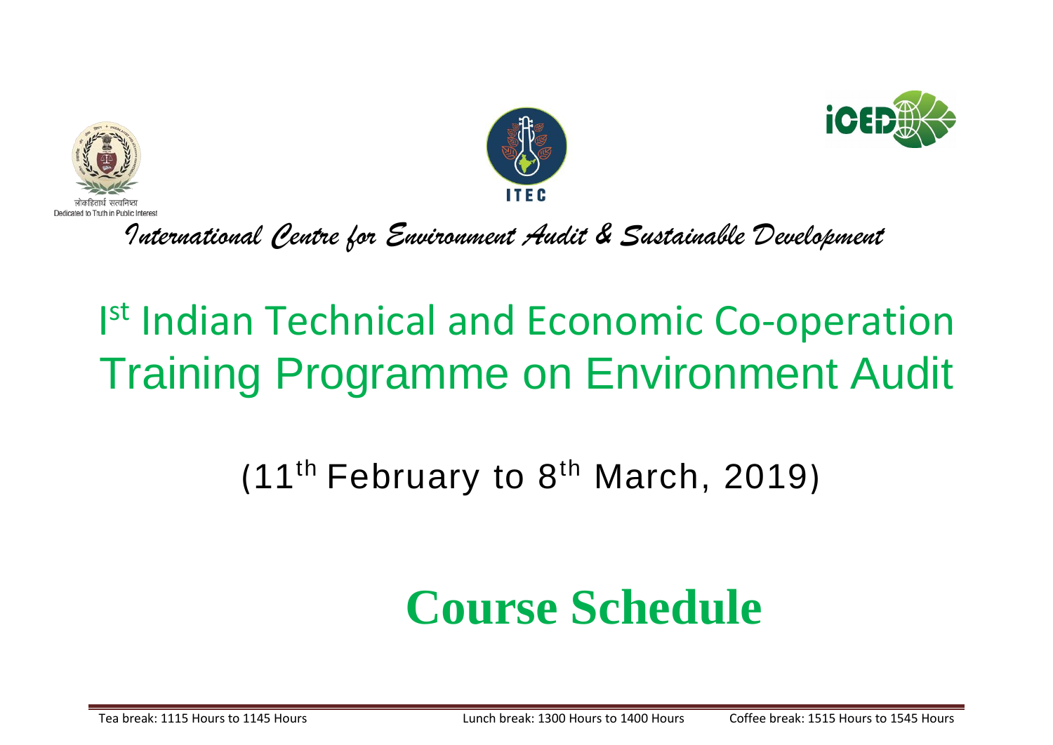लोकहितार्थ सत्यनिष्ठा
Dedicated to Truth in Public Interest

ITEC

iCED

*International Centre for Environment Audit & Sustainable Development*

# Ist Indian Technical and Economic Co-operation Training Programme on Environment Audit

## (11th February to 8th March, 2019)

# **Course Schedule**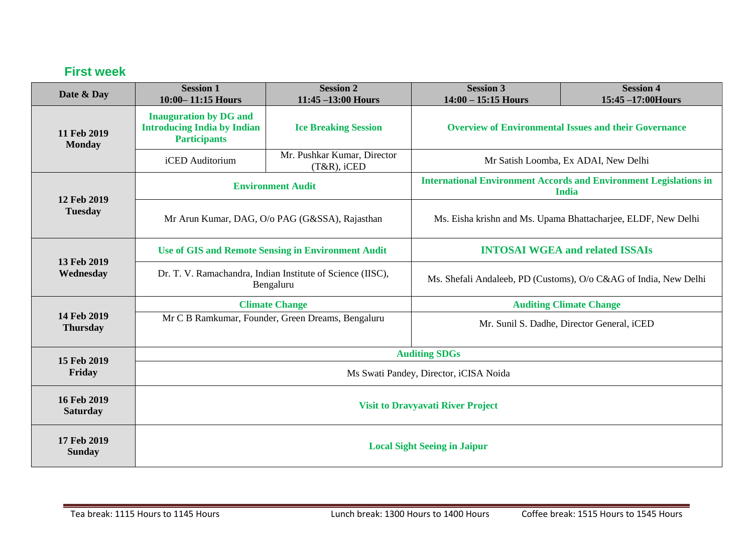## First week

| Date & Day | Session 1<br>10:00– 11:15 Hours | Session 2<br>11:45 –13:00 Hours | Session 3<br>14:00 – 15:15 Hours | Session 4<br>15:45 –17:00Hours |
|---|---|---|---|---|
| **11 Feb 2019 Monday** | **Inauguration by DG and Introducing India by Indian Participants** | **Ice Breaking Session** | **Overview of Environmental Issues and their Governance** | |
| | iCED Auditorium | Mr. Pushkar Kumar, Director (T&R), iCED | Mr Satish Loomba, Ex ADAI, New Delhi | |
| **12 Feb 2019 Tuesday** | **Environment Audit** | | **International Environment Accords and Environment Legislations in India** | |
| | Mr Arun Kumar, DAG, O/o PAG (G&SSA), Rajasthan | | Ms. Eisha krishn and Ms. Upama Bhattacharjee, ELDF, New Delhi | |
| **13 Feb 2019 Wednesday** | **Use of GIS and Remote Sensing in Environment Audit** | | **INTOSAI WGEA and related ISSAIs** | |
| | Dr. T. V. Ramachandra, Indian Institute of Science (IISC), Bengaluru | | Ms. Shefali Andaleeb, PD (Customs), O/o C&AG of India, New Delhi | |
| **14 Feb 2019 Thursday** | **Climate Change** | | **Auditing Climate Change** | |
| | Mr C B Ramkumar, Founder, Green Dreams, Bengaluru | | Mr. Sunil S. Dadhe, Director General, iCED | |
| **15 Feb 2019 Friday** | **Auditing SDGs** | | | |
| | Ms Swati Pandey, Director, iCISA Noida | | | |
| **16 Feb 2019 Saturday** | **Visit to Dravyavati River Project** | | | |
| **17 Feb 2019 Sunday** | **Local Sight Seeing in Jaipur** | | | |

Tea break: 1115 Hours to 1145 Hours | Lunch break: 1300 Hours to 1400 Hours | Coffee break: 1515 Hours to 1545 Hours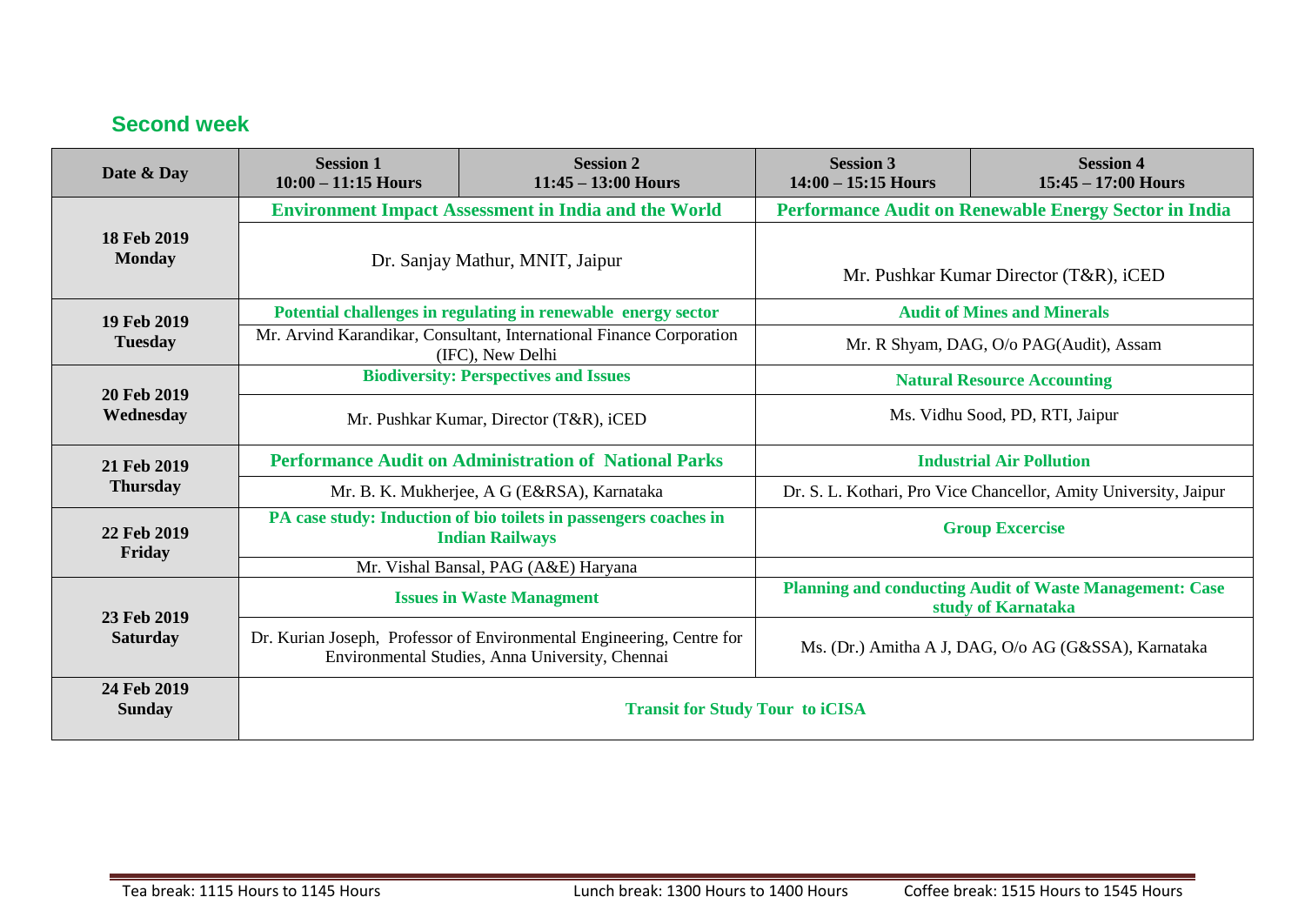## Second week

| Date & Day | Session 1 10:00 – 11:15 Hours | Session 2 11:45 – 13:00 Hours | Session 3 14:00 – 15:15 Hours | Session 4 15:45 – 17:00 Hours |
|---|---|---|---|---|
| 18 Feb 2019 Monday | **Environment Impact Assessment in India and the World** | | **Performance Audit on Renewable Energy Sector in India** | |
| | Dr. Sanjay Mathur, MNIT, Jaipur | | Mr. Pushkar Kumar Director (T&R), iCED | |
| 19 Feb 2019 Tuesday | **Potential challenges in regulating in renewable energy sector** | | **Audit of Mines and Minerals** | |
| | Mr. Arvind Karandikar, Consultant, International Finance Corporation (IFC), New Delhi | | Mr. R Shyam, DAG, O/o PAG(Audit), Assam | |
| 20 Feb 2019 Wednesday | **Biodiversity: Perspectives and Issues** | | **Natural Resource Accounting** | |
| | Mr. Pushkar Kumar, Director (T&R), iCED | | Ms. Vidhu Sood, PD, RTI, Jaipur | |
| 21 Feb 2019 Thursday | **Performance Audit on Administration of National Parks** | | **Industrial Air Pollution** | |
| | Mr. B. K. Mukherjee, A G (E&RSA), Karnataka | | Dr. S. L. Kothari, Pro Vice Chancellor, Amity University, Jaipur | |
| 22 Feb 2019 Friday | **PA case study: Induction of bio toilets in passengers coaches in Indian Railways** | | **Group Excercise** | |
| | Mr. Vishal Bansal, PAG (A&E) Haryana | | | |
| 23 Feb 2019 Saturday | **Issues in Waste Managment** | | **Planning and conducting Audit of Waste Management: Case study of Karnataka** | |
| | Dr. Kurian Joseph, Professor of Environmental Engineering, Centre for Environmental Studies, Anna University, Chennai | | Ms. (Dr.) Amitha A J, DAG, O/o AG (G&SSA), Karnataka | |
| 24 Feb 2019 Sunday | **Transit for Study Tour to iCISA** | | | |

Tea break: 1115 Hours to 1145 Hours    Lunch break: 1300 Hours to 1400 Hours    Coffee break: 1515 Hours to 1545 Hours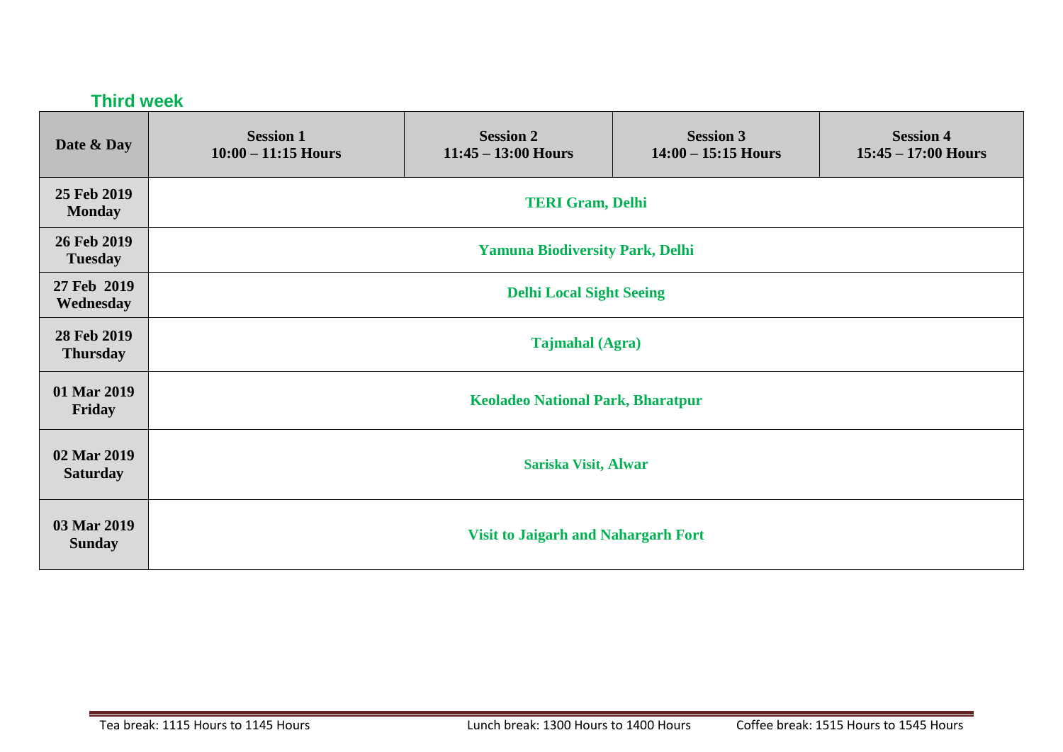### Third week

| Date & Day | Session 1<br>10:00 – 11:15 Hours | Session 2<br>11:45 – 13:00 Hours | Session 3<br>14:00 – 15:15 Hours | Session 4<br>15:45 – 17:00 Hours |
|---|---|---|---|---|
| 25 Feb 2019<br>Monday | TERI Gram, Delhi | | | |
| 26 Feb 2019<br>Tuesday | Yamuna Biodiversity Park, Delhi | | | |
| 27 Feb 2019<br>Wednesday | Delhi Local Sight Seeing | | | |
| 28 Feb 2019<br>Thursday | Tajmahal (Agra) | | | |
| 01 Mar 2019<br>Friday | Keoladeo National Park, Bharatpur | | | |
| 02 Mar 2019<br>Saturday | Sariska Visit, Alwar | | | |
| 03 Mar 2019<br>Sunday | Visit to Jaigarh and Nahargarh Fort | | | |

Tea break: 1115 Hours to 1145 Hours    Lunch break: 1300 Hours to 1400 Hours    Coffee break: 1515 Hours to 1545 Hours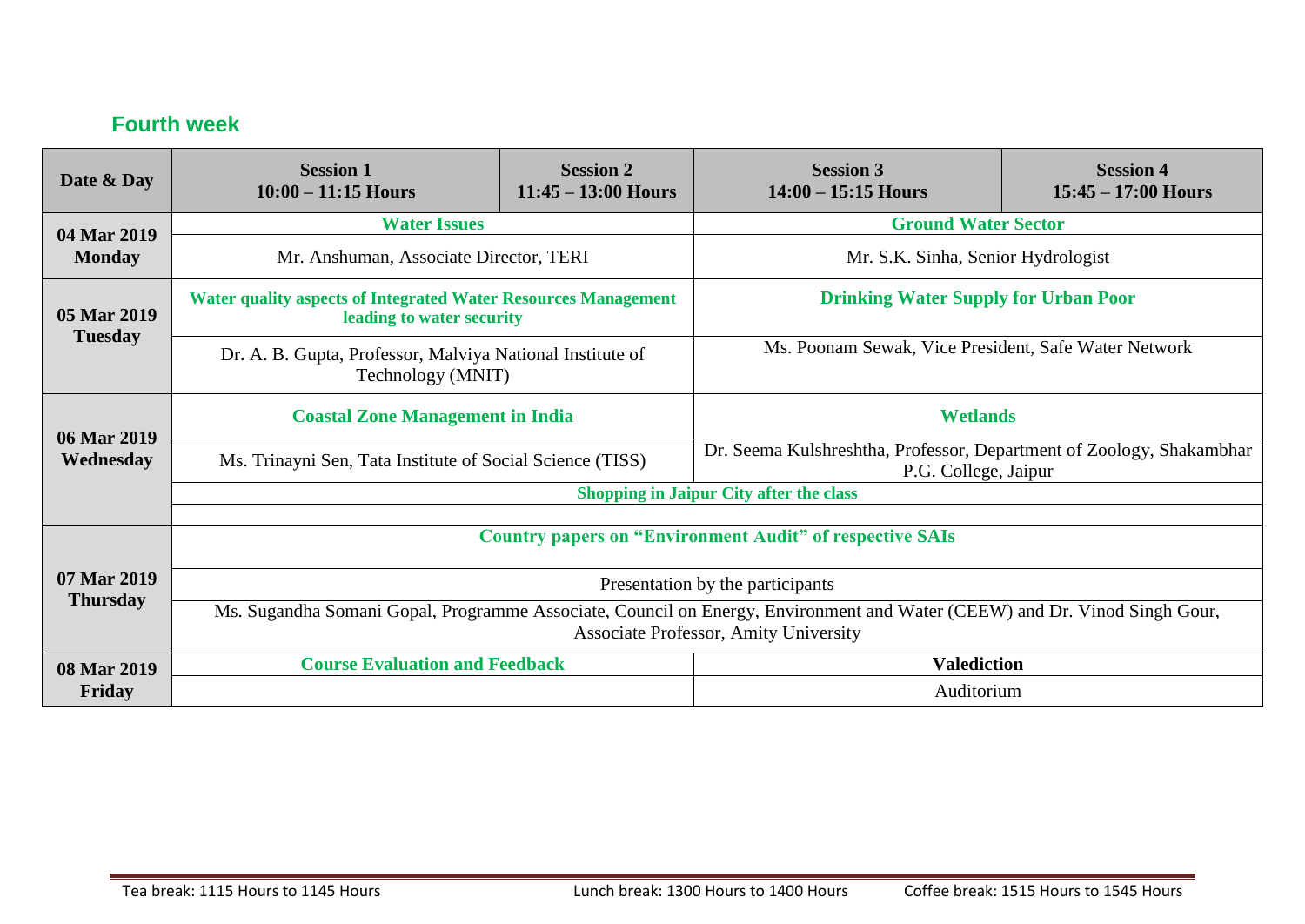## Fourth week

| Date & Day | Session 1 10:00 – 11:15 Hours | Session 2 11:45 – 13:00 Hours | Session 3 14:00 – 15:15 Hours | Session 4 15:45 – 17:00 Hours |
|---|---|---|---|---|
| **04 Mar 2019 Monday** | **Water Issues** | | **Ground Water Sector** | |
| | Mr. Anshuman, Associate Director, TERI | | Mr. S.K. Sinha, Senior Hydrologist | |
| **05 Mar 2019 Tuesday** | **Water quality aspects of Integrated Water Resources Management leading to water security** | | **Drinking Water Supply for Urban Poor** | |
| | Dr. A. B. Gupta, Professor, Malviya National Institute of Technology (MNIT) | | Ms. Poonam Sewak, Vice President, Safe Water Network | |
| **06 Mar 2019 Wednesday** | **Coastal Zone Management in India** | | **Wetlands** | |
| | Ms. Trinayni Sen, Tata Institute of Social Science (TISS) | | Dr. Seema Kulshreshtha, Professor, Department of Zoology, Shakambhar P.G. College, Jaipur | |
| | **Shopping in Jaipur City after the class** | | | |
| | | | | |
| **07 Mar 2019 Thursday** | **Country papers on "Environment Audit" of respective SAIs** | | | |
| | Presentation by the participants | | | |
| | Ms. Sugandha Somani Gopal, Programme Associate, Council on Energy, Environment and Water (CEEW) and Dr. Vinod Singh Gour, Associate Professor, Amity University | | | |
| **08 Mar 2019 Friday** | **Course Evaluation and Feedback** | | **Valediction** | |
| | | | Auditorium | |

Tea break: 1115 Hours to 1145 Hours    Lunch break: 1300 Hours to 1400 Hours    Coffee break: 1515 Hours to 1545 Hours